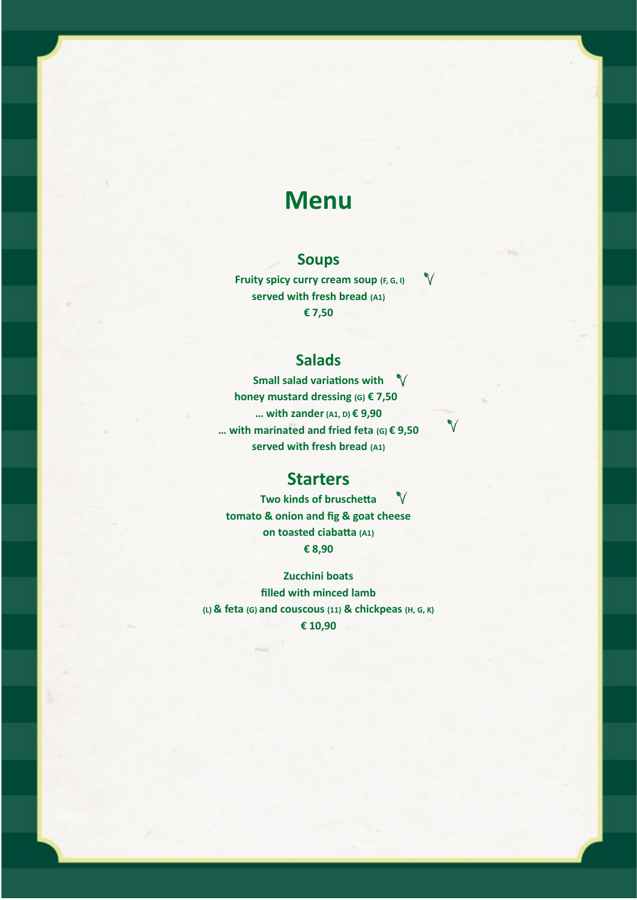# Menu

## Soups

**Fruity spicy curry cream soup (F, G, I)** V
**served with fresh bread (A1)**
**€ 7,50**

## Salads

**Small salad variations with** V
**honey mustard dressing (G) € 7,50**
**… with zander (A1, D) € 9,90**
**… with marinated and fried feta (G) € 9,50** V
**served with fresh bread (A1)**

## Starters

**Two kinds of bruschetta** V
**tomato & onion and fig & goat cheese**
**on toasted ciabatta (A1)**
**€ 8,90**

**Zucchini boats**
**filled with minced lamb**
**(L) & feta (G) and couscous (11) & chickpeas (H, G, K)**
**€ 10,90**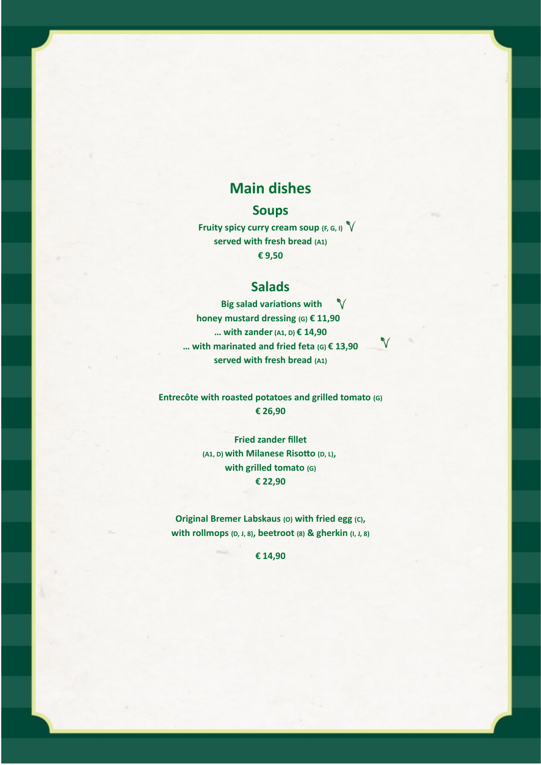# Main dishes

## Soups

**Fruity spicy curry cream soup (F, G, I)** √
**served with fresh bread (A1)**
**€ 9,50**

## Salads

**Big salad variations with** √
**honey mustard dressing (G) € 11,90**
**… with zander (A1, D) € 14,90**
**… with marinated and fried feta (G) € 13,90** √
**served with fresh bread (A1)**

**Entrecôte with roasted potatoes and grilled tomato (G)**
**€ 26,90**

**Fried zander fillet**
**(A1, D) with Milanese Risotto (D, L),**
**with grilled tomato (G)**
**€ 22,90**

**Original Bremer Labskaus (O) with fried egg (C),**
**with rollmops (D, J, 8), beetroot (8) & gherkin (I, J, 8)**

**€ 14,90**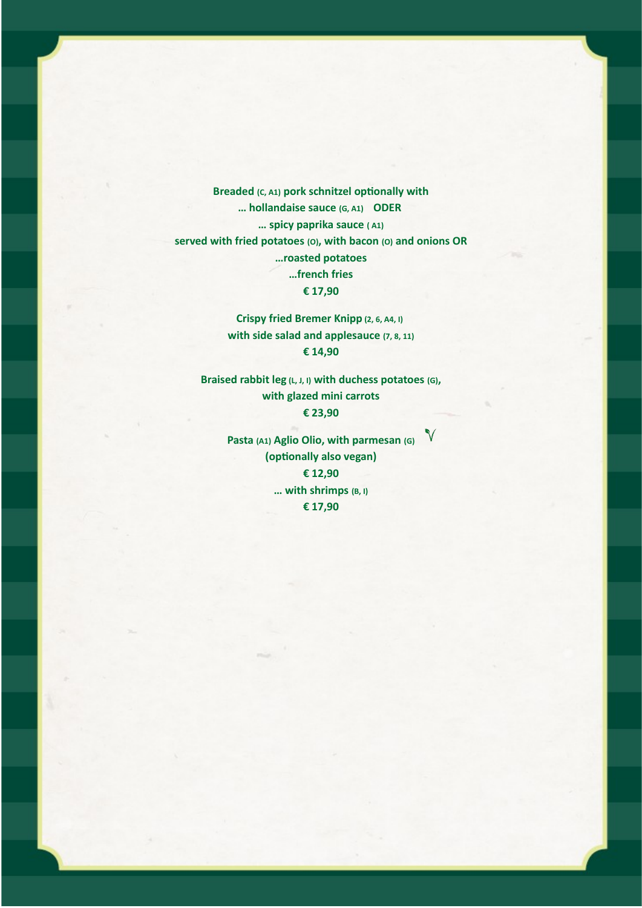**Breaded (C, A1) pork schnitzel optionally with**
**… hollandaise sauce (G, A1) ODER**
**… spicy paprika sauce ( A1)**
**served with fried potatoes (O), with bacon (O) and onions OR**
**…roasted potatoes**
**…french fries**
**€ 17,90**

**Crispy fried Bremer Knipp (2, 6, A4, I)**
**with side salad and applesauce (7, 8, 11)**
**€ 14,90**

**Braised rabbit leg (L, J, I) with duchess potatoes (G),**
**with glazed mini carrots**
**€ 23,90**

**Pasta (A1) Aglio Olio, with parmesan (G)** V
**(optionally also vegan)**
**€ 12,90**
**… with shrimps (B, I)**
**€ 17,90**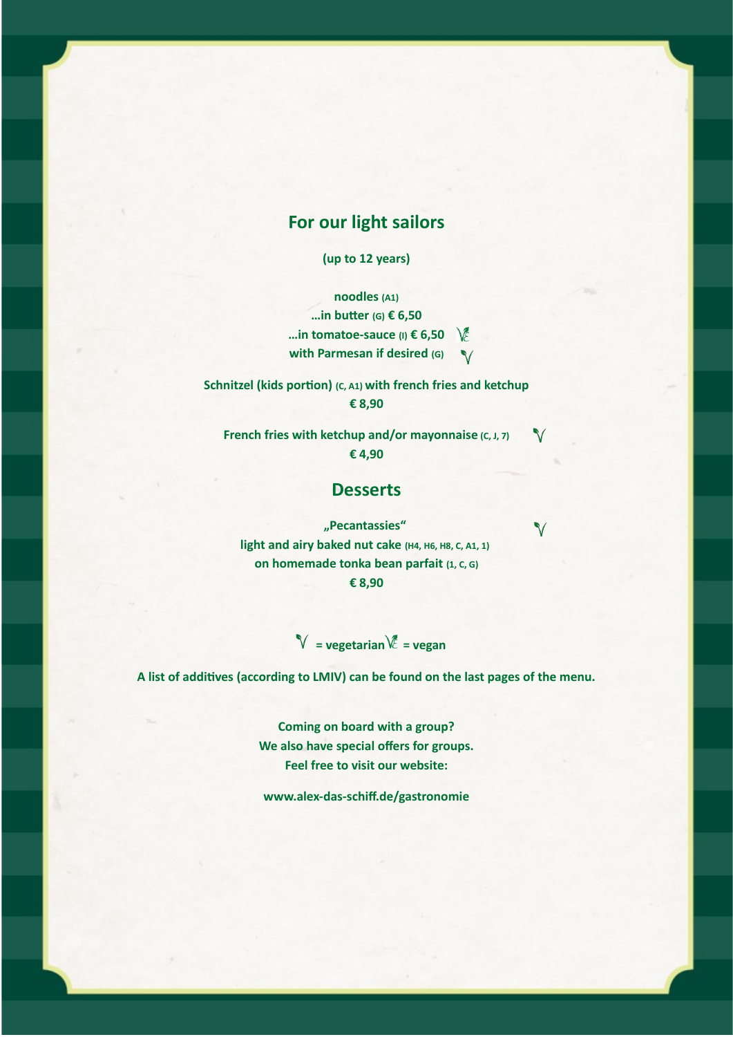## For our light sailors

**(up to 12 years)**

**noodles (A1)**
**…in butter (G) € 6,50**
**…in tomatoe-sauce (I) € 6,50** (vegan)
**with Parmesan if desired (G)** (vegetarian)

**Schnitzel (kids portion) (C, A1) with french fries and ketchup**
**€ 8,90**

**French fries with ketchup and/or mayonnaise (C, J, 7)** (vegetarian)
**€ 4,90**

## Desserts

**„Pecantassies“** (vegetarian)
**light and airy baked nut cake (H4, H6, H8, C, A1, 1)**
**on homemade tonka bean parfait (1, C, G)**
**€ 8,90**

**(vegetarian symbol) = vegetarian (vegan symbol) = vegan**

**A list of additives (according to LMIV) can be found on the last pages of the menu.**

**Coming on board with a group?**
**We also have special offers for groups.**
**Feel free to visit our website:**

**www.alex-das-schiff.de/gastronomie**